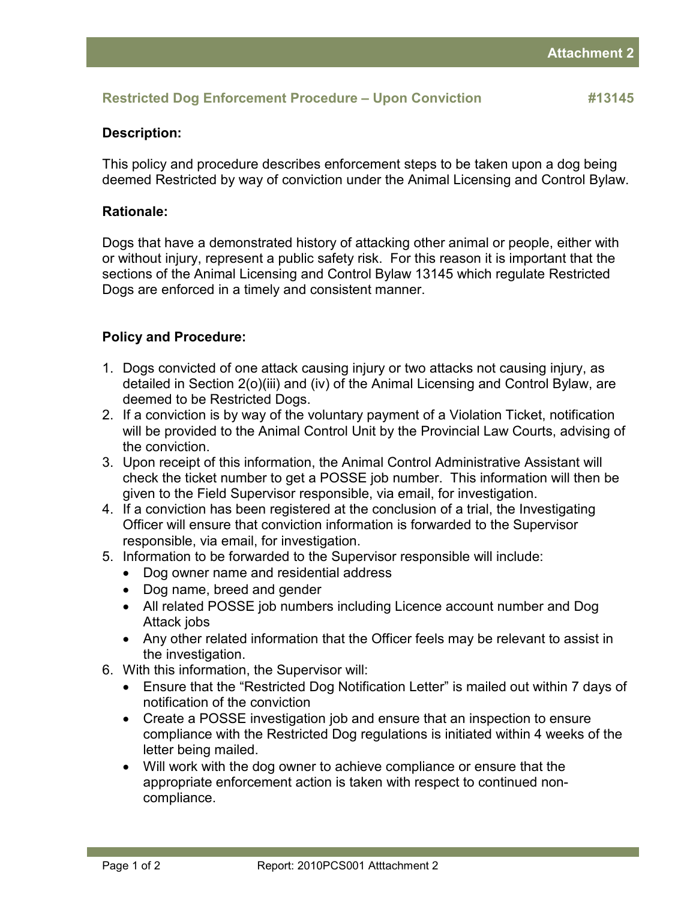## Restricted Dog Enforcement Procedure – Upon Conviction #13145

**Description:**

This policy and procedure describes enforcement steps to be taken upon a dog being deemed Restricted by way of conviction under the Animal Licensing and Control Bylaw.

**Rationale:**

Dogs that have a demonstrated history of attacking other animal or people, either with or without injury, represent a public safety risk. For this reason it is important that the sections of the Animal Licensing and Control Bylaw 13145 which regulate Restricted Dogs are enforced in a timely and consistent manner.

**Policy and Procedure:**

1. Dogs convicted of one attack causing injury or two attacks not causing injury, as detailed in Section 2(o)(iii) and (iv) of the Animal Licensing and Control Bylaw, are deemed to be Restricted Dogs.
2. If a conviction is by way of the voluntary payment of a Violation Ticket, notification will be provided to the Animal Control Unit by the Provincial Law Courts, advising of the conviction.
3. Upon receipt of this information, the Animal Control Administrative Assistant will check the ticket number to get a POSSE job number. This information will then be given to the Field Supervisor responsible, via email, for investigation.
4. If a conviction has been registered at the conclusion of a trial, the Investigating Officer will ensure that conviction information is forwarded to the Supervisor responsible, via email, for investigation.
5. Information to be forwarded to the Supervisor responsible will include:
   - Dog owner name and residential address
   - Dog name, breed and gender
   - All related POSSE job numbers including Licence account number and Dog Attack jobs
   - Any other related information that the Officer feels may be relevant to assist in the investigation.
6. With this information, the Supervisor will:
   - Ensure that the "Restricted Dog Notification Letter" is mailed out within 7 days of notification of the conviction
   - Create a POSSE investigation job and ensure that an inspection to ensure compliance with the Restricted Dog regulations is initiated within 4 weeks of the letter being mailed.
   - Will work with the dog owner to achieve compliance or ensure that the appropriate enforcement action is taken with respect to continued non-compliance.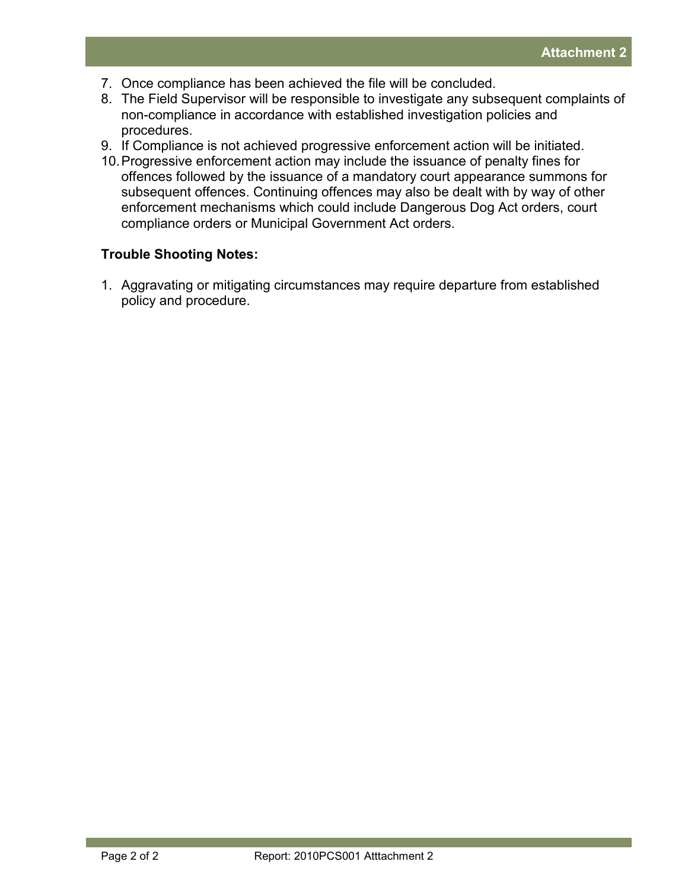7. Once compliance has been achieved the file will be concluded.
8. The Field Supervisor will be responsible to investigate any subsequent complaints of non-compliance in accordance with established investigation policies and procedures.
9. If Compliance is not achieved progressive enforcement action will be initiated.
10. Progressive enforcement action may include the issuance of penalty fines for offences followed by the issuance of a mandatory court appearance summons for subsequent offences. Continuing offences may also be dealt with by way of other enforcement mechanisms which could include Dangerous Dog Act orders, court compliance orders or Municipal Government Act orders.

**Trouble Shooting Notes:**

1. Aggravating or mitigating circumstances may require departure from established policy and procedure.